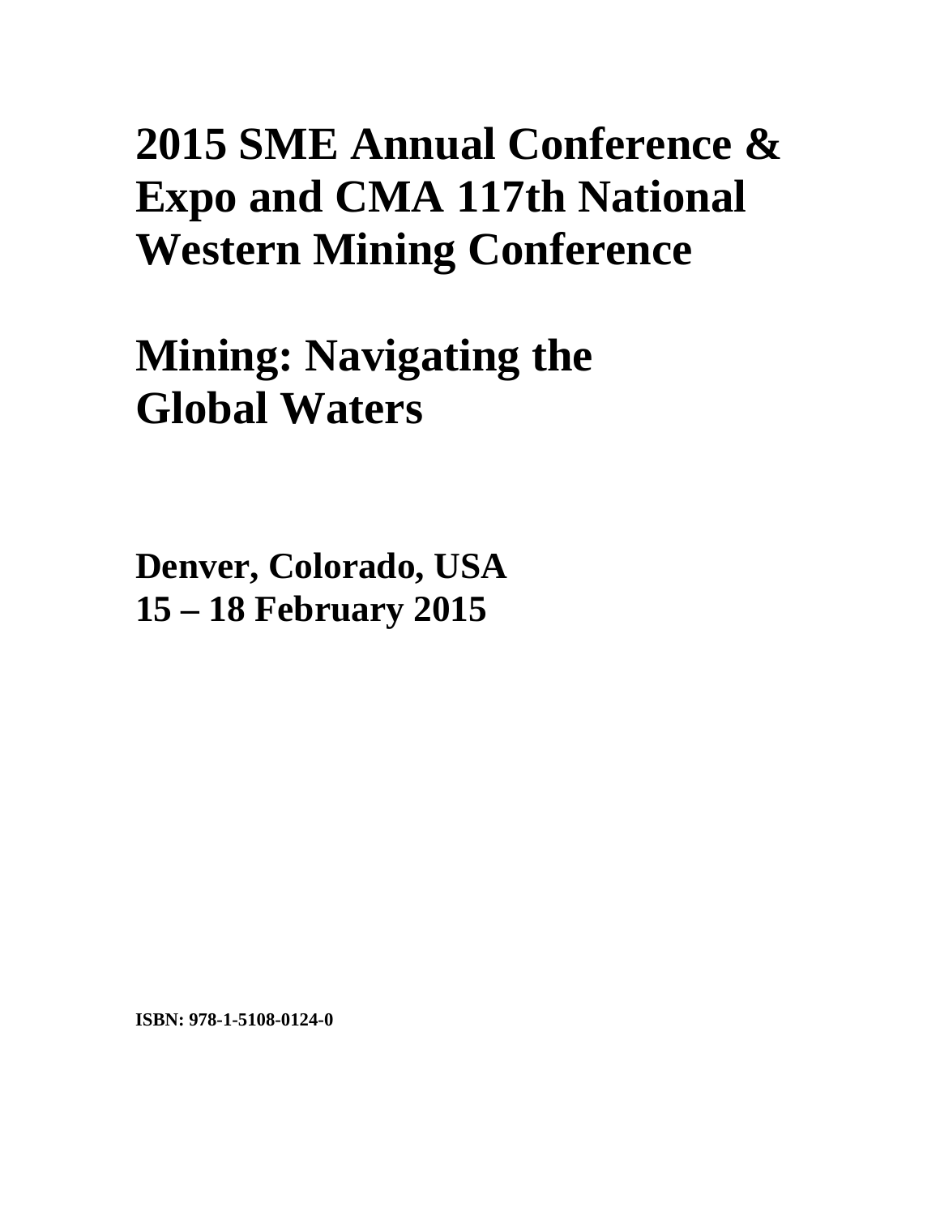# 2015 SME Annual Conference & Expo and CMA 117th National Western Mining Conference

# Mining: Navigating the Global Waters

**Denver, Colorado, USA**
**15 – 18 February 2015**

**ISBN: 978-1-5108-0124-0**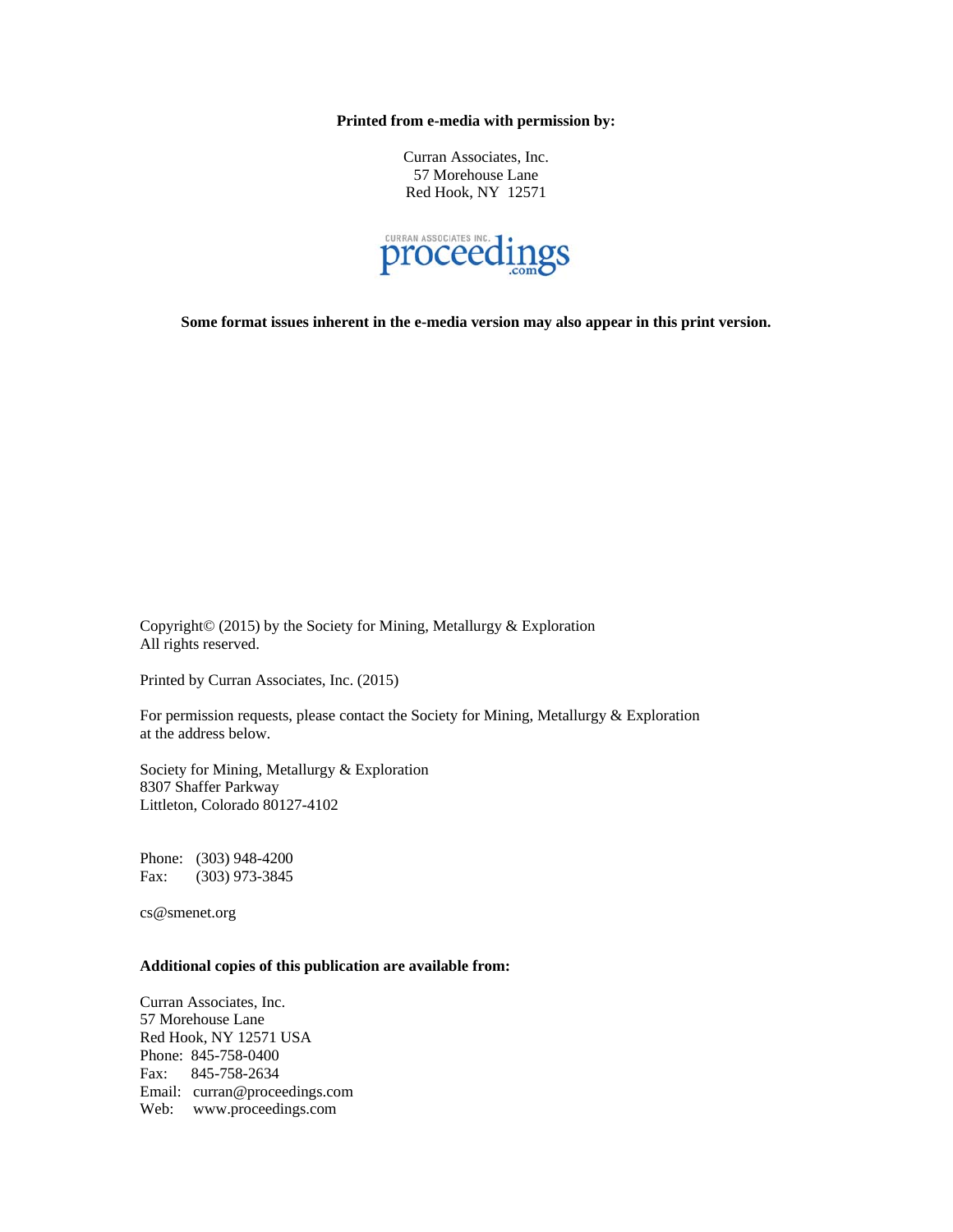**Printed from e-media with permission by:**

Curran Associates, Inc.
57 Morehouse Lane
Red Hook, NY 12571

CURRAN ASSOCIATES INC. proceedings.com

**Some format issues inherent in the e-media version may also appear in this print version.**

Copyright© (2015) by the Society for Mining, Metallurgy & Exploration
All rights reserved.

Printed by Curran Associates, Inc. (2015)

For permission requests, please contact the Society for Mining, Metallurgy & Exploration at the address below.

Society for Mining, Metallurgy & Exploration
8307 Shaffer Parkway
Littleton, Colorado 80127-4102

Phone: (303) 948-4200
Fax: (303) 973-3845

cs@smenet.org

**Additional copies of this publication are available from:**

Curran Associates, Inc.
57 Morehouse Lane
Red Hook, NY 12571 USA
Phone: 845-758-0400
Fax: 845-758-2634
Email: curran@proceedings.com
Web: www.proceedings.com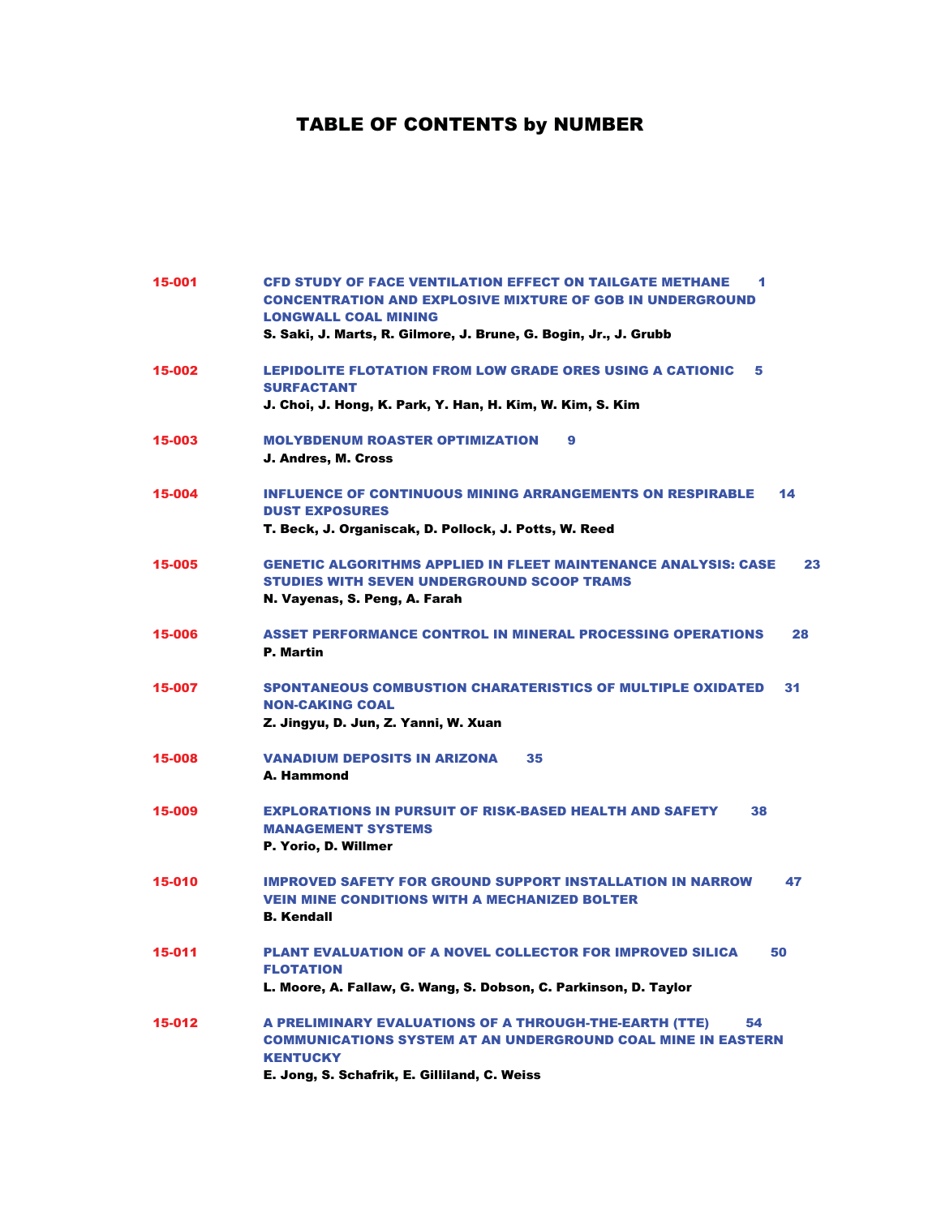# TABLE OF CONTENTS by NUMBER

| | | |
|---|---|---|
| 15-001 | **CFD STUDY OF FACE VENTILATION EFFECT ON TAILGATE METHANE CONCENTRATION AND EXPLOSIVE MIXTURE OF GOB IN UNDERGROUND LONGWALL COAL MINING**<br>S. Saki, J. Marts, R. Gilmore, J. Brune, G. Bogin, Jr., J. Grubb | 1 |
| 15-002 | **LEPIDOLITE FLOTATION FROM LOW GRADE ORES USING A CATIONIC SURFACTANT**<br>J. Choi, J. Hong, K. Park, Y. Han, H. Kim, W. Kim, S. Kim | 5 |
| 15-003 | **MOLYBDENUM ROASTER OPTIMIZATION**<br>J. Andres, M. Cross | 9 |
| 15-004 | **INFLUENCE OF CONTINUOUS MINING ARRANGEMENTS ON RESPIRABLE DUST EXPOSURES**<br>T. Beck, J. Organiscak, D. Pollock, J. Potts, W. Reed | 14 |
| 15-005 | **GENETIC ALGORITHMS APPLIED IN FLEET MAINTENANCE ANALYSIS: CASE STUDIES WITH SEVEN UNDERGROUND SCOOP TRAMS**<br>N. Vayenas, S. Peng, A. Farah | 23 |
| 15-006 | **ASSET PERFORMANCE CONTROL IN MINERAL PROCESSING OPERATIONS**<br>P. Martin | 28 |
| 15-007 | **SPONTANEOUS COMBUSTION CHARATERISTICS OF MULTIPLE OXIDATED NON-CAKING COAL**<br>Z. Jingyu, D. Jun, Z. Yanni, W. Xuan | 31 |
| 15-008 | **VANADIUM DEPOSITS IN ARIZONA**<br>A. Hammond | 35 |
| 15-009 | **EXPLORATIONS IN PURSUIT OF RISK-BASED HEALTH AND SAFETY MANAGEMENT SYSTEMS**<br>P. Yorio, D. Willmer | 38 |
| 15-010 | **IMPROVED SAFETY FOR GROUND SUPPORT INSTALLATION IN NARROW VEIN MINE CONDITIONS WITH A MECHANIZED BOLTER**<br>B. Kendall | 47 |
| 15-011 | **PLANT EVALUATION OF A NOVEL COLLECTOR FOR IMPROVED SILICA FLOTATION**<br>L. Moore, A. Fallaw, G. Wang, S. Dobson, C. Parkinson, D. Taylor | 50 |
| 15-012 | **A PRELIMINARY EVALUATIONS OF A THROUGH-THE-EARTH (TTE) COMMUNICATIONS SYSTEM AT AN UNDERGROUND COAL MINE IN EASTERN KENTUCKY**<br>E. Jong, S. Schafrik, E. Gilliland, C. Weiss | 54 |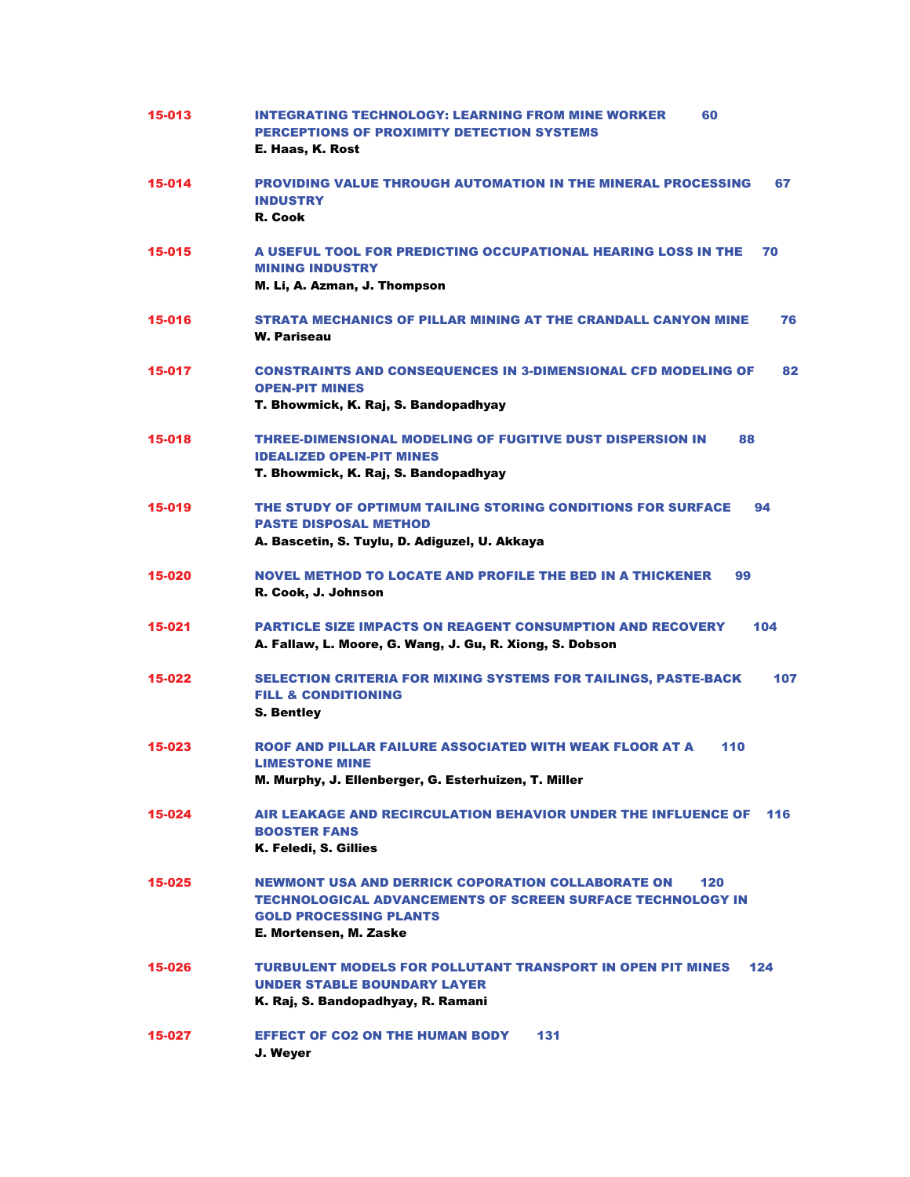| | | |
|---|---|---|
| **15-013** | **INTEGRATING TECHNOLOGY: LEARNING FROM MINE WORKER PERCEPTIONS OF PROXIMITY DETECTION SYSTEMS**<br>**E. Haas, K. Rost** | **60** |
| **15-014** | **PROVIDING VALUE THROUGH AUTOMATION IN THE MINERAL PROCESSING INDUSTRY**<br>**R. Cook** | **67** |
| **15-015** | **A USEFUL TOOL FOR PREDICTING OCCUPATIONAL HEARING LOSS IN THE MINING INDUSTRY**<br>**M. Li, A. Azman, J. Thompson** | **70** |
| **15-016** | **STRATA MECHANICS OF PILLAR MINING AT THE CRANDALL CANYON MINE**<br>**W. Pariseau** | **76** |
| **15-017** | **CONSTRAINTS AND CONSEQUENCES IN 3-DIMENSIONAL CFD MODELING OF OPEN-PIT MINES**<br>**T. Bhowmick, K. Raj, S. Bandopadhyay** | **82** |
| **15-018** | **THREE-DIMENSIONAL MODELING OF FUGITIVE DUST DISPERSION IN IDEALIZED OPEN-PIT MINES**<br>**T. Bhowmick, K. Raj, S. Bandopadhyay** | **88** |
| **15-019** | **THE STUDY OF OPTIMUM TAILING STORING CONDITIONS FOR SURFACE PASTE DISPOSAL METHOD**<br>**A. Bascetin, S. Tuylu, D. Adiguzel, U. Akkaya** | **94** |
| **15-020** | **NOVEL METHOD TO LOCATE AND PROFILE THE BED IN A THICKENER**<br>**R. Cook, J. Johnson** | **99** |
| **15-021** | **PARTICLE SIZE IMPACTS ON REAGENT CONSUMPTION AND RECOVERY**<br>**A. Fallaw, L. Moore, G. Wang, J. Gu, R. Xiong, S. Dobson** | **104** |
| **15-022** | **SELECTION CRITERIA FOR MIXING SYSTEMS FOR TAILINGS, PASTE-BACK FILL & CONDITIONING**<br>**S. Bentley** | **107** |
| **15-023** | **ROOF AND PILLAR FAILURE ASSOCIATED WITH WEAK FLOOR AT A LIMESTONE MINE**<br>**M. Murphy, J. Ellenberger, G. Esterhuizen, T. Miller** | **110** |
| **15-024** | **AIR LEAKAGE AND RECIRCULATION BEHAVIOR UNDER THE INFLUENCE OF BOOSTER FANS**<br>**K. Feledi, S. Gillies** | **116** |
| **15-025** | **NEWMONT USA AND DERRICK COPORATION COLLABORATE ON TECHNOLOGICAL ADVANCEMENTS OF SCREEN SURFACE TECHNOLOGY IN GOLD PROCESSING PLANTS**<br>**E. Mortensen, M. Zaske** | **120** |
| **15-026** | **TURBULENT MODELS FOR POLLUTANT TRANSPORT IN OPEN PIT MINES UNDER STABLE BOUNDARY LAYER**<br>**K. Raj, S. Bandopadhyay, R. Ramani** | **124** |
| **15-027** | **EFFECT OF CO2 ON THE HUMAN BODY**<br>**J. Weyer** | **131** |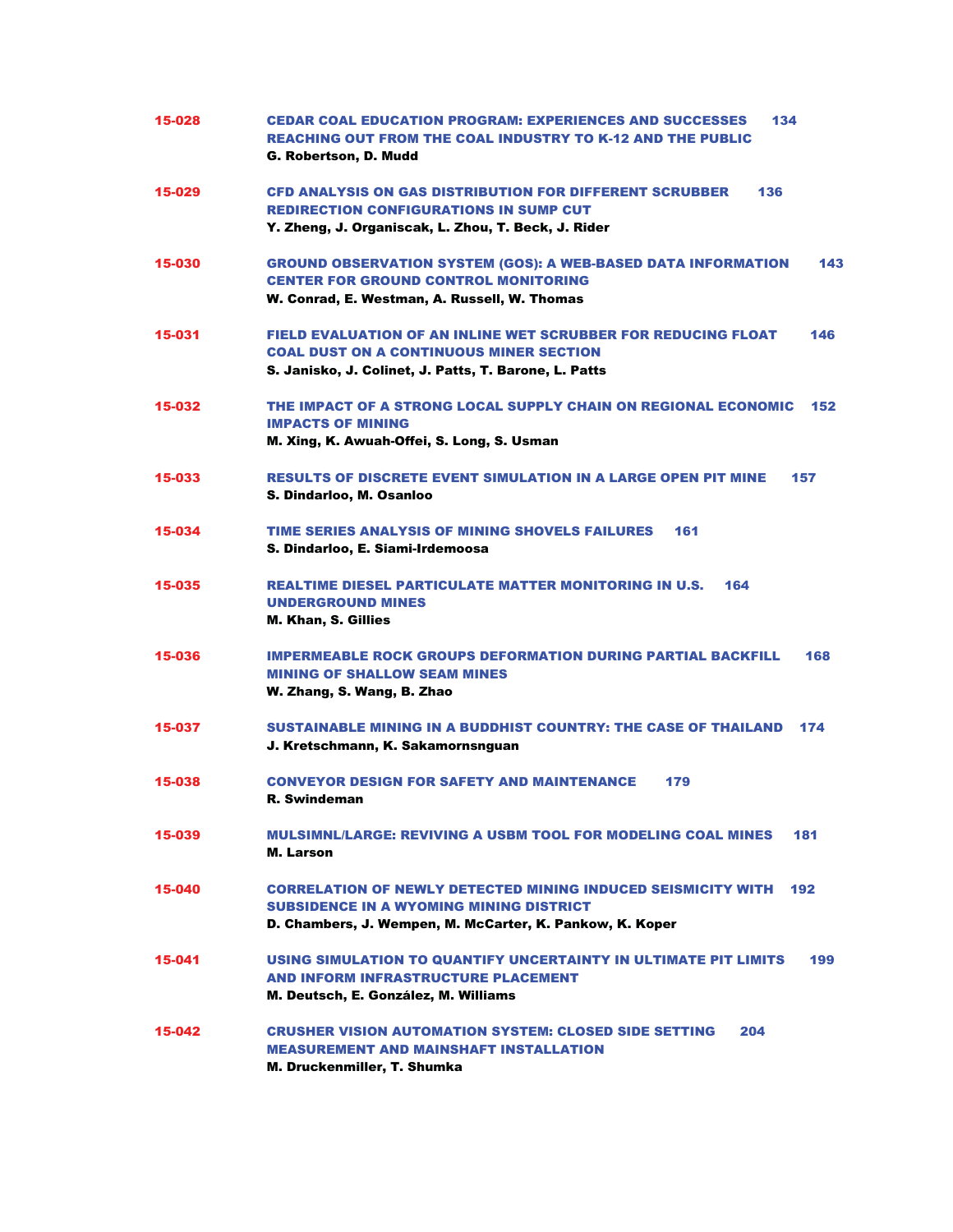**15-028** **CEDAR COAL EDUCATION PROGRAM: EXPERIENCES AND SUCCESSES REACHING OUT FROM THE COAL INDUSTRY TO K-12 AND THE PUBLIC** 134
G. Robertson, D. Mudd

**15-029** **CFD ANALYSIS ON GAS DISTRIBUTION FOR DIFFERENT SCRUBBER REDIRECTION CONFIGURATIONS IN SUMP CUT** 136
Y. Zheng, J. Organiscak, L. Zhou, T. Beck, J. Rider

**15-030** **GROUND OBSERVATION SYSTEM (GOS): A WEB-BASED DATA INFORMATION CENTER FOR GROUND CONTROL MONITORING** 143
W. Conrad, E. Westman, A. Russell, W. Thomas

**15-031** **FIELD EVALUATION OF AN INLINE WET SCRUBBER FOR REDUCING FLOAT COAL DUST ON A CONTINUOUS MINER SECTION** 146
S. Janisko, J. Colinet, J. Patts, T. Barone, L. Patts

**15-032** **THE IMPACT OF A STRONG LOCAL SUPPLY CHAIN ON REGIONAL ECONOMIC IMPACTS OF MINING** 152
M. Xing, K. Awuah-Offei, S. Long, S. Usman

**15-033** **RESULTS OF DISCRETE EVENT SIMULATION IN A LARGE OPEN PIT MINE** 157
S. Dindarloo, M. Osanloo

**15-034** **TIME SERIES ANALYSIS OF MINING SHOVELS FAILURES** 161
S. Dindarloo, E. Siami-Irdemoosa

**15-035** **REALTIME DIESEL PARTICULATE MATTER MONITORING IN U.S. UNDERGROUND MINES** 164
M. Khan, S. Gillies

**15-036** **IMPERMEABLE ROCK GROUPS DEFORMATION DURING PARTIAL BACKFILL MINING OF SHALLOW SEAM MINES** 168
W. Zhang, S. Wang, B. Zhao

**15-037** **SUSTAINABLE MINING IN A BUDDHIST COUNTRY: THE CASE OF THAILAND** 174
J. Kretschmann, K. Sakamornsnguan

**15-038** **CONVEYOR DESIGN FOR SAFETY AND MAINTENANCE** 179
R. Swindeman

**15-039** **MULSIMNL/LARGE: REVIVING A USBM TOOL FOR MODELING COAL MINES** 181
M. Larson

**15-040** **CORRELATION OF NEWLY DETECTED MINING INDUCED SEISMICITY WITH SUBSIDENCE IN A WYOMING MINING DISTRICT** 192
D. Chambers, J. Wempen, M. McCarter, K. Pankow, K. Koper

**15-041** **USING SIMULATION TO QUANTIFY UNCERTAINTY IN ULTIMATE PIT LIMITS AND INFORM INFRASTRUCTURE PLACEMENT** 199
M. Deutsch, E. González, M. Williams

**15-042** **CRUSHER VISION AUTOMATION SYSTEM: CLOSED SIDE SETTING MEASUREMENT AND MAINSHAFT INSTALLATION** 204
M. Druckenmiller, T. Shumka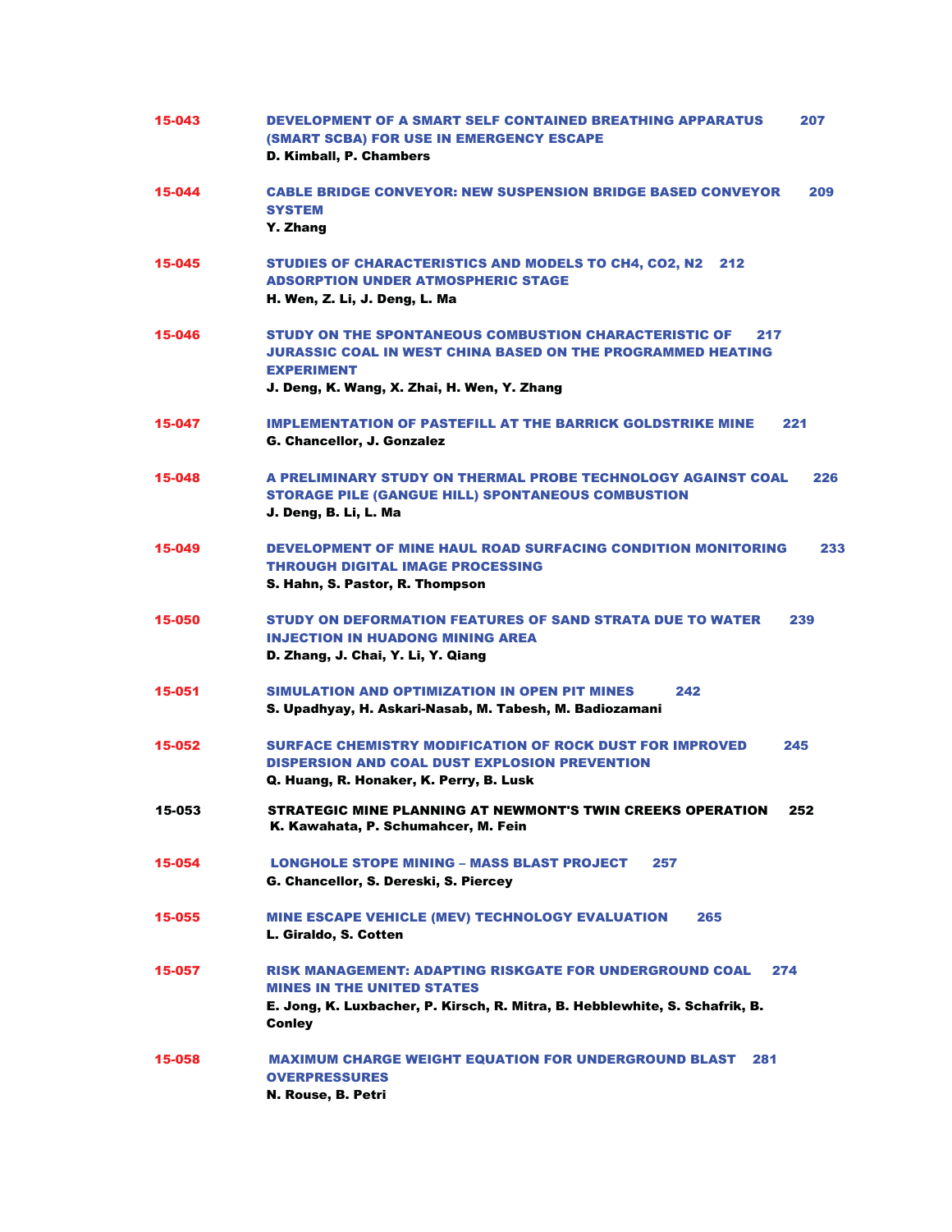**15-043** **DEVELOPMENT OF A SMART SELF CONTAINED BREATHING APPARATUS (SMART SCBA) FOR USE IN EMERGENCY ESCAPE** 207
**D. Kimball, P. Chambers**

**15-044** **CABLE BRIDGE CONVEYOR: NEW SUSPENSION BRIDGE BASED CONVEYOR SYSTEM** 209
**Y. Zhang**

**15-045** **STUDIES OF CHARACTERISTICS AND MODELS TO CH4, CO2, N2 ADSORPTION UNDER ATMOSPHERIC STAGE** 212
**H. Wen, Z. Li, J. Deng, L. Ma**

**15-046** **STUDY ON THE SPONTANEOUS COMBUSTION CHARACTERISTIC OF JURASSIC COAL IN WEST CHINA BASED ON THE PROGRAMMED HEATING EXPERIMENT** 217
**J. Deng, K. Wang, X. Zhai, H. Wen, Y. Zhang**

**15-047** **IMPLEMENTATION OF PASTEFILL AT THE BARRICK GOLDSTRIKE MINE** 221
**G. Chancellor, J. Gonzalez**

**15-048** **A PRELIMINARY STUDY ON THERMAL PROBE TECHNOLOGY AGAINST COAL STORAGE PILE (GANGUE HILL) SPONTANEOUS COMBUSTION** 226
**J. Deng, B. Li, L. Ma**

**15-049** **DEVELOPMENT OF MINE HAUL ROAD SURFACING CONDITION MONITORING THROUGH DIGITAL IMAGE PROCESSING** 233
**S. Hahn, S. Pastor, R. Thompson**

**15-050** **STUDY ON DEFORMATION FEATURES OF SAND STRATA DUE TO WATER INJECTION IN HUADONG MINING AREA** 239
**D. Zhang, J. Chai, Y. Li, Y. Qiang**

**15-051** **SIMULATION AND OPTIMIZATION IN OPEN PIT MINES** 242
**S. Upadhyay, H. Askari-Nasab, M. Tabesh, M. Badiozamani**

**15-052** **SURFACE CHEMISTRY MODIFICATION OF ROCK DUST FOR IMPROVED DISPERSION AND COAL DUST EXPLOSION PREVENTION** 245
**Q. Huang, R. Honaker, K. Perry, B. Lusk**

**15-053** **STRATEGIC MINE PLANNING AT NEWMONT'S TWIN CREEKS OPERATION** 252
**K. Kawahata, P. Schumahcer, M. Fein**

**15-054** **LONGHOLE STOPE MINING – MASS BLAST PROJECT** 257
**G. Chancellor, S. Dereski, S. Piercey**

**15-055** **MINE ESCAPE VEHICLE (MEV) TECHNOLOGY EVALUATION** 265
**L. Giraldo, S. Cotten**

**15-057** **RISK MANAGEMENT: ADAPTING RISKGATE FOR UNDERGROUND COAL MINES IN THE UNITED STATES** 274
**E. Jong, K. Luxbacher, P. Kirsch, R. Mitra, B. Hebblewhite, S. Schafrik, B. Conley**

**15-058** **MAXIMUM CHARGE WEIGHT EQUATION FOR UNDERGROUND BLAST OVERPRESSURES** 281
**N. Rouse, B. Petri**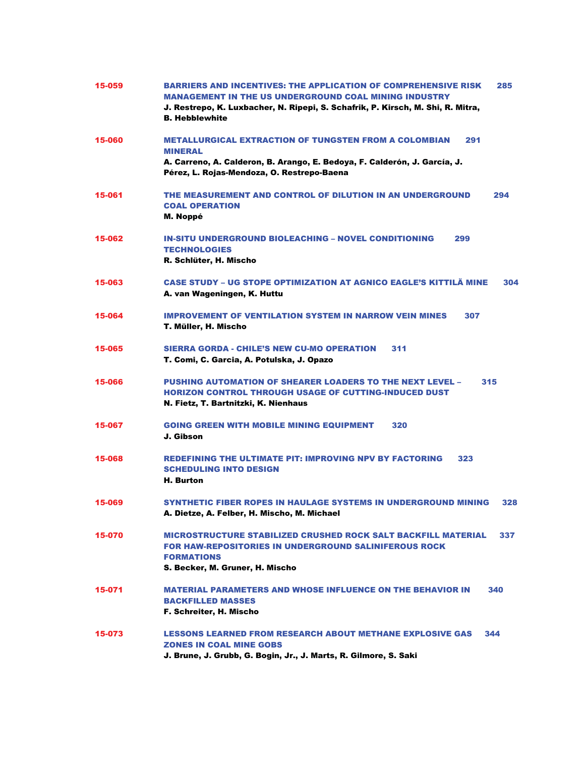**15-059** **BARRIERS AND INCENTIVES: THE APPLICATION OF COMPREHENSIVE RISK MANAGEMENT IN THE US UNDERGROUND COAL MINING INDUSTRY** **285**
**J. Restrepo, K. Luxbacher, N. Ripepi, S. Schafrik, P. Kirsch, M. Shi, R. Mitra, B. Hebblewhite**

**15-060** **METALLURGICAL EXTRACTION OF TUNGSTEN FROM A COLOMBIAN MINERAL** **291**
**A. Carreno, A. Calderon, B. Arango, E. Bedoya, F. Calderón, J. García, J. Pérez, L. Rojas-Mendoza, O. Restrepo-Baena**

**15-061** **THE MEASUREMENT AND CONTROL OF DILUTION IN AN UNDERGROUND COAL OPERATION** **294**
**M. Noppé**

**15-062** **IN-SITU UNDERGROUND BIOLEACHING – NOVEL CONDITIONING TECHNOLOGIES** **299**
**R. Schlüter, H. Mischo**

**15-063** **CASE STUDY – UG STOPE OPTIMIZATION AT AGNICO EAGLE'S KITTILÄ MINE** **304**
**A. van Wageningen, K. Huttu**

**15-064** **IMPROVEMENT OF VENTILATION SYSTEM IN NARROW VEIN MINES** **307**
**T. Müller, H. Mischo**

**15-065** **SIERRA GORDA - CHILE'S NEW CU-MO OPERATION** **311**
**T. Comi, C. Garcia, A. Potulska, J. Opazo**

**15-066** **PUSHING AUTOMATION OF SHEARER LOADERS TO THE NEXT LEVEL – HORIZON CONTROL THROUGH USAGE OF CUTTING-INDUCED DUST** **315**
**N. Fietz, T. Bartnitzki, K. Nienhaus**

**15-067** **GOING GREEN WITH MOBILE MINING EQUIPMENT** **320**
**J. Gibson**

**15-068** **REDEFINING THE ULTIMATE PIT: IMPROVING NPV BY FACTORING SCHEDULING INTO DESIGN** **323**
**H. Burton**

**15-069** **SYNTHETIC FIBER ROPES IN HAULAGE SYSTEMS IN UNDERGROUND MINING** **328**
**A. Dietze, A. Felber, H. Mischo, M. Michael**

**15-070** **MICROSTRUCTURE STABILIZED CRUSHED ROCK SALT BACKFILL MATERIAL FOR HAW-REPOSITORIES IN UNDERGROUND SALINIFEROUS ROCK FORMATIONS** **337**
**S. Becker, M. Gruner, H. Mischo**

**15-071** **MATERIAL PARAMETERS AND WHOSE INFLUENCE ON THE BEHAVIOR IN BACKFILLED MASSES** **340**
**F. Schreiter, H. Mischo**

**15-073** **LESSONS LEARNED FROM RESEARCH ABOUT METHANE EXPLOSIVE GAS ZONES IN COAL MINE GOBS** **344**
**J. Brune, J. Grubb, G. Bogin, Jr., J. Marts, R. Gilmore, S. Saki**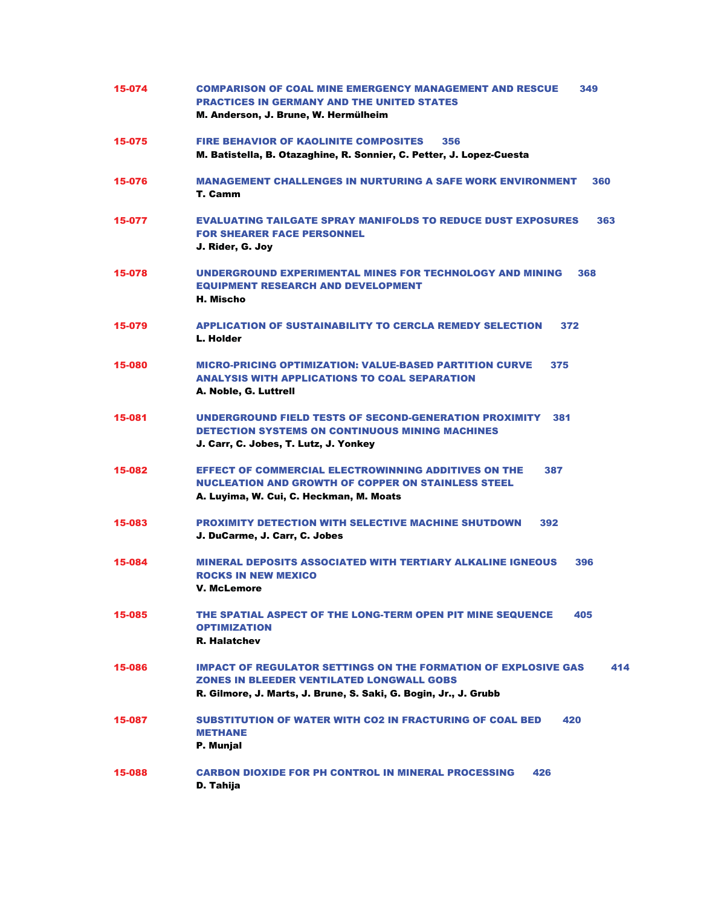**15-074** **COMPARISON OF COAL MINE EMERGENCY MANAGEMENT AND RESCUE PRACTICES IN GERMANY AND THE UNITED STATES** 349
**M. Anderson, J. Brune, W. Hermülheim**

**15-075** **FIRE BEHAVIOR OF KAOLINITE COMPOSITES** 356
**M. Batistella, B. Otazaghine, R. Sonnier, C. Petter, J. Lopez-Cuesta**

**15-076** **MANAGEMENT CHALLENGES IN NURTURING A SAFE WORK ENVIRONMENT** 360
**T. Camm**

**15-077** **EVALUATING TAILGATE SPRAY MANIFOLDS TO REDUCE DUST EXPOSURES FOR SHEARER FACE PERSONNEL** 363
**J. Rider, G. Joy**

**15-078** **UNDERGROUND EXPERIMENTAL MINES FOR TECHNOLOGY AND MINING EQUIPMENT RESEARCH AND DEVELOPMENT** 368
**H. Mischo**

**15-079** **APPLICATION OF SUSTAINABILITY TO CERCLA REMEDY SELECTION** 372
**L. Holder**

**15-080** **MICRO-PRICING OPTIMIZATION: VALUE-BASED PARTITION CURVE ANALYSIS WITH APPLICATIONS TO COAL SEPARATION** 375
**A. Noble, G. Luttrell**

**15-081** **UNDERGROUND FIELD TESTS OF SECOND-GENERATION PROXIMITY DETECTION SYSTEMS ON CONTINUOUS MINING MACHINES** 381
**J. Carr, C. Jobes, T. Lutz, J. Yonkey**

**15-082** **EFFECT OF COMMERCIAL ELECTROWINNING ADDITIVES ON THE NUCLEATION AND GROWTH OF COPPER ON STAINLESS STEEL** 387
**A. Luyima, W. Cui, C. Heckman, M. Moats**

**15-083** **PROXIMITY DETECTION WITH SELECTIVE MACHINE SHUTDOWN** 392
**J. DuCarme, J. Carr, C. Jobes**

**15-084** **MINERAL DEPOSITS ASSOCIATED WITH TERTIARY ALKALINE IGNEOUS ROCKS IN NEW MEXICO** 396
**V. McLemore**

**15-085** **THE SPATIAL ASPECT OF THE LONG-TERM OPEN PIT MINE SEQUENCE OPTIMIZATION** 405
**R. Halatchev**

**15-086** **IMPACT OF REGULATOR SETTINGS ON THE FORMATION OF EXPLOSIVE GAS ZONES IN BLEEDER VENTILATED LONGWALL GOBS** 414
**R. Gilmore, J. Marts, J. Brune, S. Saki, G. Bogin, Jr., J. Grubb**

**15-087** **SUBSTITUTION OF WATER WITH CO2 IN FRACTURING OF COAL BED METHANE** 420
**P. Munjal**

**15-088** **CARBON DIOXIDE FOR PH CONTROL IN MINERAL PROCESSING** 426
**D. Tahija**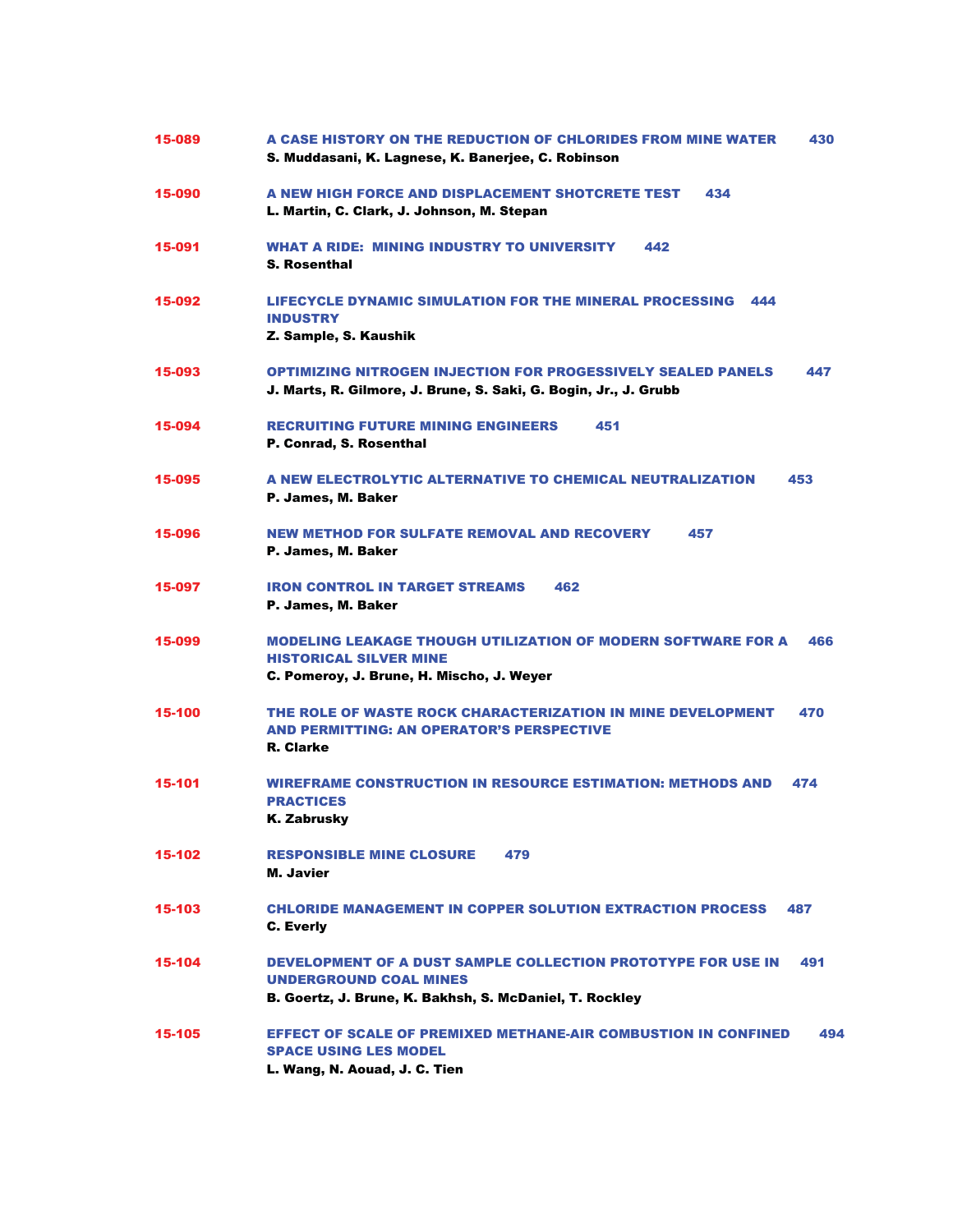**15-089** **A CASE HISTORY ON THE REDUCTION OF CHLORIDES FROM MINE WATER** 430
**S. Muddasani, K. Lagnese, K. Banerjee, C. Robinson**

**15-090** **A NEW HIGH FORCE AND DISPLACEMENT SHOTCRETE TEST** 434
**L. Martin, C. Clark, J. Johnson, M. Stepan**

**15-091** **WHAT A RIDE: MINING INDUSTRY TO UNIVERSITY** 442
**S. Rosenthal**

**15-092** **LIFECYCLE DYNAMIC SIMULATION FOR THE MINERAL PROCESSING INDUSTRY** 444
**Z. Sample, S. Kaushik**

**15-093** **OPTIMIZING NITROGEN INJECTION FOR PROGESSIVELY SEALED PANELS** 447
**J. Marts, R. Gilmore, J. Brune, S. Saki, G. Bogin, Jr., J. Grubb**

**15-094** **RECRUITING FUTURE MINING ENGINEERS** 451
**P. Conrad, S. Rosenthal**

**15-095** **A NEW ELECTROLYTIC ALTERNATIVE TO CHEMICAL NEUTRALIZATION** 453
**P. James, M. Baker**

**15-096** **NEW METHOD FOR SULFATE REMOVAL AND RECOVERY** 457
**P. James, M. Baker**

**15-097** **IRON CONTROL IN TARGET STREAMS** 462
**P. James, M. Baker**

**15-099** **MODELING LEAKAGE THOUGH UTILIZATION OF MODERN SOFTWARE FOR A HISTORICAL SILVER MINE** 466
**C. Pomeroy, J. Brune, H. Mischo, J. Weyer**

**15-100** **THE ROLE OF WASTE ROCK CHARACTERIZATION IN MINE DEVELOPMENT AND PERMITTING: AN OPERATOR'S PERSPECTIVE** 470
**R. Clarke**

**15-101** **WIREFRAME CONSTRUCTION IN RESOURCE ESTIMATION: METHODS AND PRACTICES** 474
**K. Zabrusky**

**15-102** **RESPONSIBLE MINE CLOSURE** 479
**M. Javier**

**15-103** **CHLORIDE MANAGEMENT IN COPPER SOLUTION EXTRACTION PROCESS** 487
**C. Everly**

**15-104** **DEVELOPMENT OF A DUST SAMPLE COLLECTION PROTOTYPE FOR USE IN UNDERGROUND COAL MINES** 491
**B. Goertz, J. Brune, K. Bakhsh, S. McDaniel, T. Rockley**

**15-105** **EFFECT OF SCALE OF PREMIXED METHANE-AIR COMBUSTION IN CONFINED SPACE USING LES MODEL** 494
**L. Wang, N. Aouad, J. C. Tien**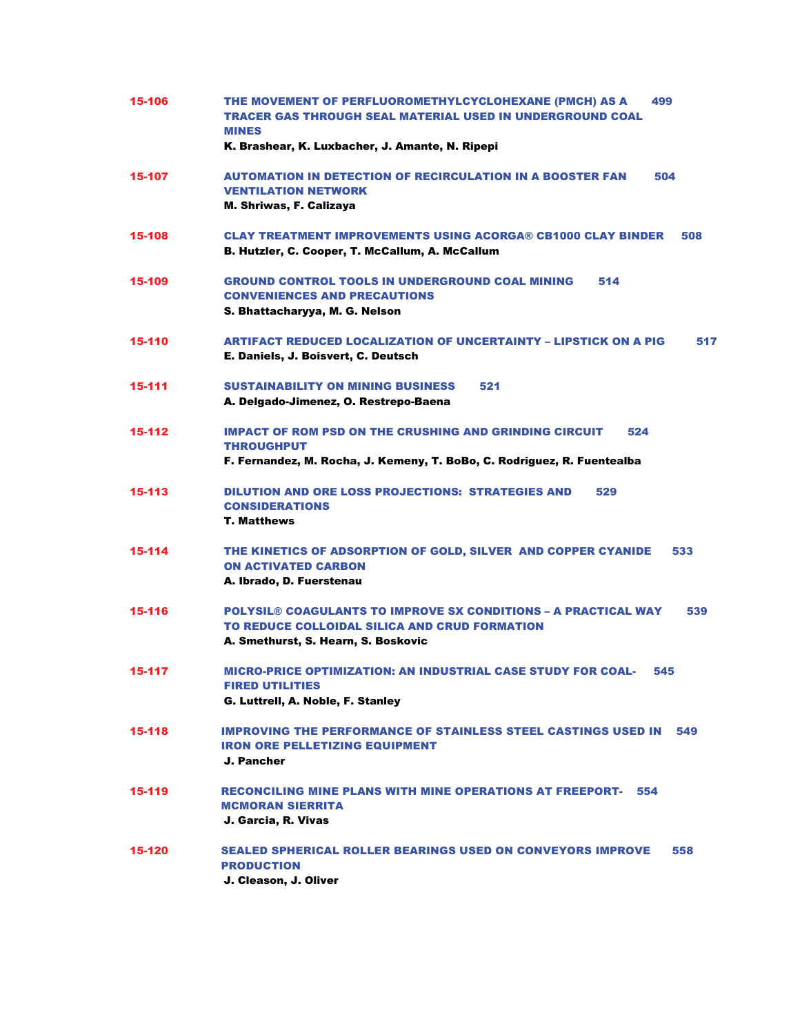**15-106** **THE MOVEMENT OF PERFLUOROMETHYLCYCLOHEXANE (PMCH) AS A TRACER GAS THROUGH SEAL MATERIAL USED IN UNDERGROUND COAL MINES** 499
**K. Brashear, K. Luxbacher, J. Amante, N. Ripepi**

**15-107** **AUTOMATION IN DETECTION OF RECIRCULATION IN A BOOSTER FAN VENTILATION NETWORK** 504
**M. Shriwas, F. Calizaya**

**15-108** **CLAY TREATMENT IMPROVEMENTS USING ACORGA® CB1000 CLAY BINDER** 508
**B. Hutzler, C. Cooper, T. McCallum, A. McCallum**

**15-109** **GROUND CONTROL TOOLS IN UNDERGROUND COAL MINING CONVENIENCES AND PRECAUTIONS** 514
**S. Bhattacharyya, M. G. Nelson**

**15-110** **ARTIFACT REDUCED LOCALIZATION OF UNCERTAINTY – LIPSTICK ON A PIG** 517
**E. Daniels, J. Boisvert, C. Deutsch**

**15-111** **SUSTAINABILITY ON MINING BUSINESS** 521
**A. Delgado-Jimenez, O. Restrepo-Baena**

**15-112** **IMPACT OF ROM PSD ON THE CRUSHING AND GRINDING CIRCUIT THROUGHPUT** 524
**F. Fernandez, M. Rocha, J. Kemeny, T. BoBo, C. Rodriguez, R. Fuentealba**

**15-113** **DILUTION AND ORE LOSS PROJECTIONS: STRATEGIES AND CONSIDERATIONS** 529
**T. Matthews**

**15-114** **THE KINETICS OF ADSORPTION OF GOLD, SILVER AND COPPER CYANIDE ON ACTIVATED CARBON** 533
**A. Ibrado, D. Fuerstenau**

**15-116** **POLYSIL® COAGULANTS TO IMPROVE SX CONDITIONS – A PRACTICAL WAY TO REDUCE COLLOIDAL SILICA AND CRUD FORMATION** 539
**A. Smethurst, S. Hearn, S. Boskovic**

**15-117** **MICRO-PRICE OPTIMIZATION: AN INDUSTRIAL CASE STUDY FOR COAL-FIRED UTILITIES** 545
**G. Luttrell, A. Noble, F. Stanley**

**15-118** **IMPROVING THE PERFORMANCE OF STAINLESS STEEL CASTINGS USED IN IRON ORE PELLETIZING EQUIPMENT** 549
**J. Pancher**

**15-119** **RECONCILING MINE PLANS WITH MINE OPERATIONS AT FREEPORT-MCMORAN SIERRITA** 554
**J. Garcia, R. Vivas**

**15-120** **SEALED SPHERICAL ROLLER BEARINGS USED ON CONVEYORS IMPROVE PRODUCTION** 558
**J. Cleason, J. Oliver**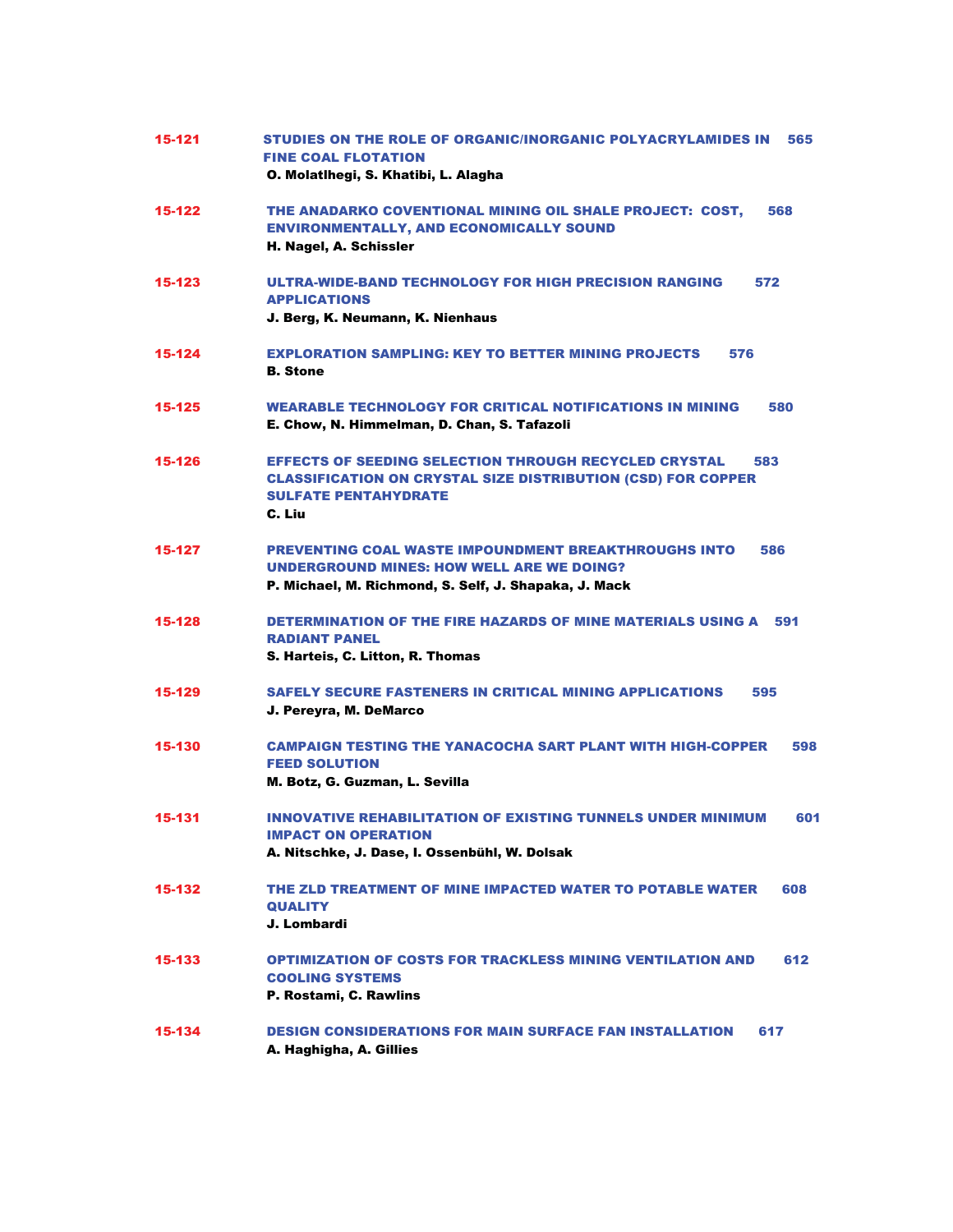**15-121** **STUDIES ON THE ROLE OF ORGANIC/INORGANIC POLYACRYLAMIDES IN FINE COAL FLOTATION** 565
**O. Molatlhegi, S. Khatibi, L. Alagha**

**15-122** **THE ANADARKO COVENTIONAL MINING OIL SHALE PROJECT: COST, ENVIRONMENTALLY, AND ECONOMICALLY SOUND** 568
**H. Nagel, A. Schissler**

**15-123** **ULTRA-WIDE-BAND TECHNOLOGY FOR HIGH PRECISION RANGING APPLICATIONS** 572
**J. Berg, K. Neumann, K. Nienhaus**

**15-124** **EXPLORATION SAMPLING: KEY TO BETTER MINING PROJECTS** 576
**B. Stone**

**15-125** **WEARABLE TECHNOLOGY FOR CRITICAL NOTIFICATIONS IN MINING** 580
**E. Chow, N. Himmelman, D. Chan, S. Tafazoli**

**15-126** **EFFECTS OF SEEDING SELECTION THROUGH RECYCLED CRYSTAL CLASSIFICATION ON CRYSTAL SIZE DISTRIBUTION (CSD) FOR COPPER SULFATE PENTAHYDRATE** 583
**C. Liu**

**15-127** **PREVENTING COAL WASTE IMPOUNDMENT BREAKTHROUGHS INTO UNDERGROUND MINES: HOW WELL ARE WE DOING?** 586
**P. Michael, M. Richmond, S. Self, J. Shapaka, J. Mack**

**15-128** **DETERMINATION OF THE FIRE HAZARDS OF MINE MATERIALS USING A RADIANT PANEL** 591
**S. Harteis, C. Litton, R. Thomas**

**15-129** **SAFELY SECURE FASTENERS IN CRITICAL MINING APPLICATIONS** 595
**J. Pereyra, M. DeMarco**

**15-130** **CAMPAIGN TESTING THE YANACOCHA SART PLANT WITH HIGH-COPPER FEED SOLUTION** 598
**M. Botz, G. Guzman, L. Sevilla**

**15-131** **INNOVATIVE REHABILITATION OF EXISTING TUNNELS UNDER MINIMUM IMPACT ON OPERATION** 601
**A. Nitschke, J. Dase, I. Ossenbühl, W. Dolsak**

**15-132** **THE ZLD TREATMENT OF MINE IMPACTED WATER TO POTABLE WATER QUALITY** 608
**J. Lombardi**

**15-133** **OPTIMIZATION OF COSTS FOR TRACKLESS MINING VENTILATION AND COOLING SYSTEMS** 612
**P. Rostami, C. Rawlins**

**15-134** **DESIGN CONSIDERATIONS FOR MAIN SURFACE FAN INSTALLATION** 617
**A. Haghigha, A. Gillies**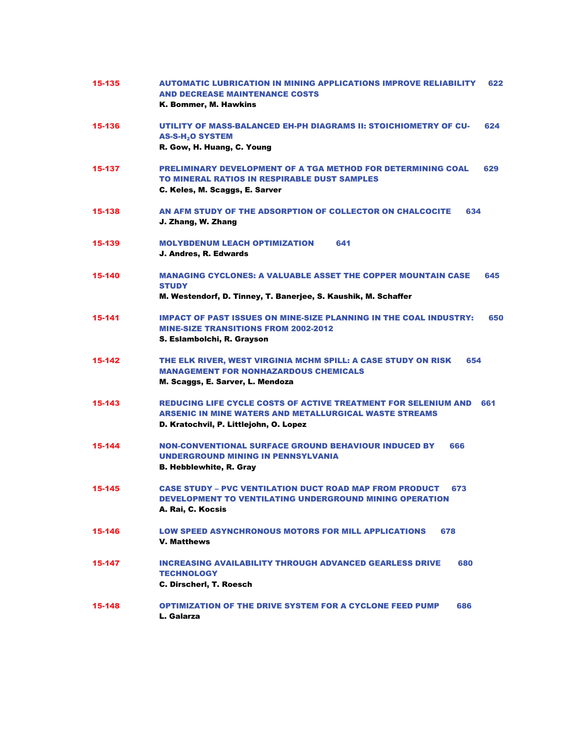15-135 **AUTOMATIC LUBRICATION IN MINING APPLICATIONS IMPROVE RELIABILITY AND DECREASE MAINTENANCE COSTS** 622
**K. Bommer, M. Hawkins**

15-136 **UTILITY OF MASS-BALANCED EH-PH DIAGRAMS II: STOICHIOMETRY OF CU-AS-S-$H_2O$ SYSTEM** 624
**R. Gow, H. Huang, C. Young**

15-137 **PRELIMINARY DEVELOPMENT OF A TGA METHOD FOR DETERMINING COAL TO MINERAL RATIOS IN RESPIRABLE DUST SAMPLES** 629
**C. Keles, M. Scaggs, E. Sarver**

15-138 **AN AFM STUDY OF THE ADSORPTION OF COLLECTOR ON CHALCOCITE** 634
**J. Zhang, W. Zhang**

15-139 **MOLYBDENUM LEACH OPTIMIZATION** 641
**J. Andres, R. Edwards**

15-140 **MANAGING CYCLONES: A VALUABLE ASSET THE COPPER MOUNTAIN CASE STUDY** 645
**M. Westendorf, D. Tinney, T. Banerjee, S. Kaushik, M. Schaffer**

15-141 **IMPACT OF PAST ISSUES ON MINE-SIZE PLANNING IN THE COAL INDUSTRY: MINE-SIZE TRANSITIONS FROM 2002-2012** 650
**S. Eslambolchi, R. Grayson**

15-142 **THE ELK RIVER, WEST VIRGINIA MCHM SPILL: A CASE STUDY ON RISK MANAGEMENT FOR NONHAZARDOUS CHEMICALS** 654
**M. Scaggs, E. Sarver, L. Mendoza**

15-143 **REDUCING LIFE CYCLE COSTS OF ACTIVE TREATMENT FOR SELENIUM AND ARSENIC IN MINE WATERS AND METALLURGICAL WASTE STREAMS** 661
**D. Kratochvil, P. Littlejohn, O. Lopez**

15-144 **NON-CONVENTIONAL SURFACE GROUND BEHAVIOUR INDUCED BY UNDERGROUND MINING IN PENNSYLVANIA** 666
**B. Hebblewhite, R. Gray**

15-145 **CASE STUDY – PVC VENTILATION DUCT ROAD MAP FROM PRODUCT DEVELOPMENT TO VENTILATING UNDERGROUND MINING OPERATION** 673
**A. Rai, C. Kocsis**

15-146 **LOW SPEED ASYNCHRONOUS MOTORS FOR MILL APPLICATIONS** 678
**V. Matthews**

15-147 **INCREASING AVAILABILITY THROUGH ADVANCED GEARLESS DRIVE TECHNOLOGY** 680
**C. Dirscherl, T. Roesch**

15-148 **OPTIMIZATION OF THE DRIVE SYSTEM FOR A CYCLONE FEED PUMP** 686
**L. Galarza**